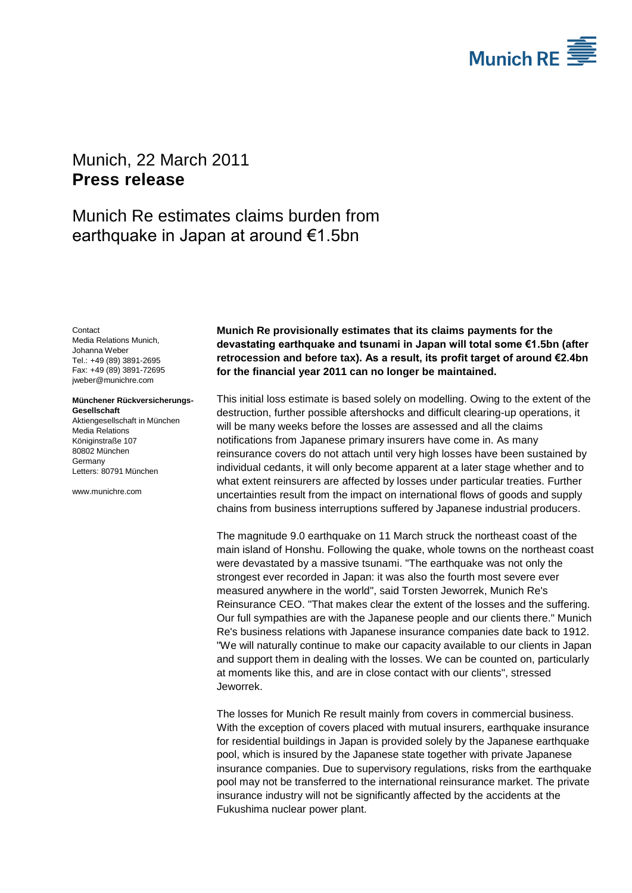Munich, 22 March 2011
**Press release**

# Munich Re estimates claims burden from earthquake in Japan at around €1.5bn

Contact
Media Relations Munich,
Johanna Weber
Tel.: +49 (89) 3891-2695
Fax: +49 (89) 3891-72695
jweber@munichre.com

**Münchener Rückversicherungs-Gesellschaft**
Aktiengesellschaft in München
Media Relations
Königinstraße 107
80802 München
Germany
Letters: 80791 München

www.munichre.com

**Munich Re provisionally estimates that its claims payments for the devastating earthquake and tsunami in Japan will total some €1.5bn (after retrocession and before tax). As a result, its profit target of around €2.4bn for the financial year 2011 can no longer be maintained.**

This initial loss estimate is based solely on modelling. Owing to the extent of the destruction, further possible aftershocks and difficult clearing-up operations, it will be many weeks before the losses are assessed and all the claims notifications from Japanese primary insurers have come in. As many reinsurance covers do not attach until very high losses have been sustained by individual cedants, it will only become apparent at a later stage whether and to what extent reinsurers are affected by losses under particular treaties. Further uncertainties result from the impact on international flows of goods and supply chains from business interruptions suffered by Japanese industrial producers.

The magnitude 9.0 earthquake on 11 March struck the northeast coast of the main island of Honshu. Following the quake, whole towns on the northeast coast were devastated by a massive tsunami. "The earthquake was not only the strongest ever recorded in Japan: it was also the fourth most severe ever measured anywhere in the world", said Torsten Jeworrek, Munich Re's Reinsurance CEO. "That makes clear the extent of the losses and the suffering. Our full sympathies are with the Japanese people and our clients there." Munich Re's business relations with Japanese insurance companies date back to 1912. "We will naturally continue to make our capacity available to our clients in Japan and support them in dealing with the losses. We can be counted on, particularly at moments like this, and are in close contact with our clients", stressed Jeworrek.

The losses for Munich Re result mainly from covers in commercial business. With the exception of covers placed with mutual insurers, earthquake insurance for residential buildings in Japan is provided solely by the Japanese earthquake pool, which is insured by the Japanese state together with private Japanese insurance companies. Due to supervisory regulations, risks from the earthquake pool may not be transferred to the international reinsurance market. The private insurance industry will not be significantly affected by the accidents at the Fukushima nuclear power plant.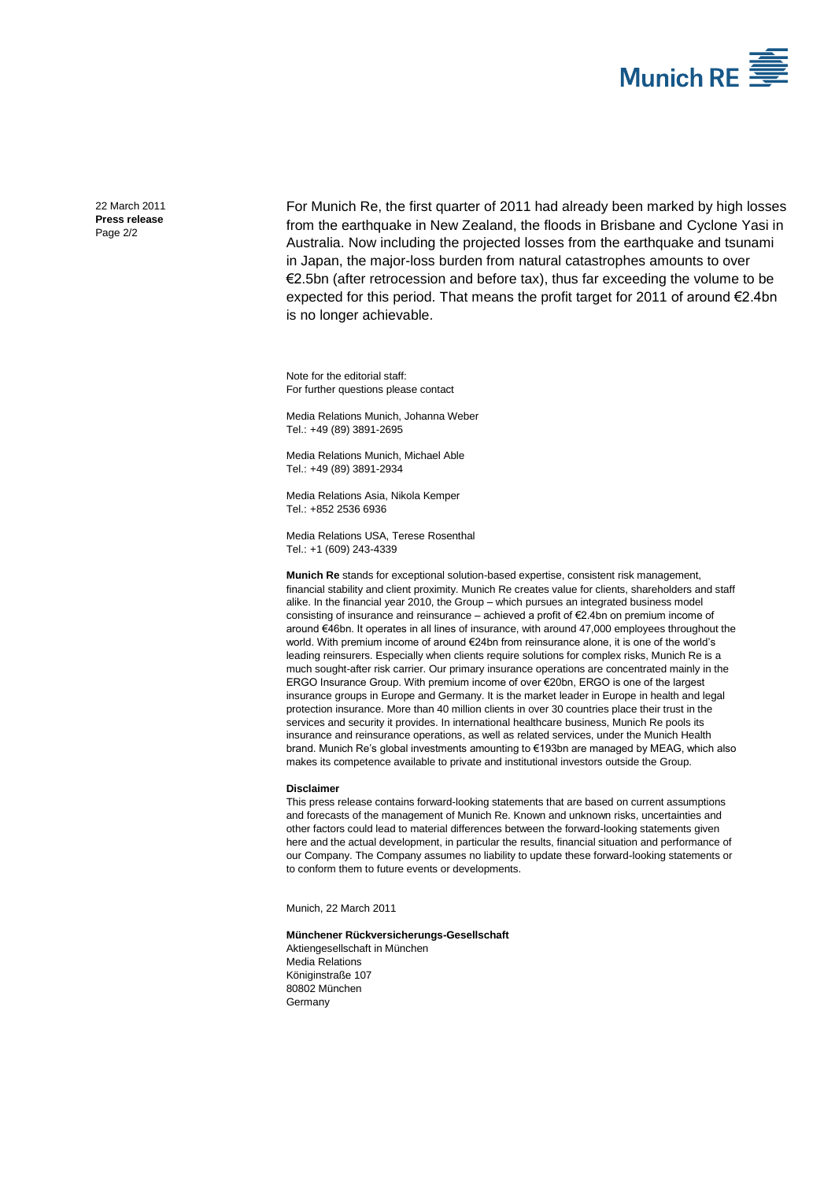For Munich Re, the first quarter of 2011 had already been marked by high losses from the earthquake in New Zealand, the floods in Brisbane and Cyclone Yasi in Australia. Now including the projected losses from the earthquake and tsunami in Japan, the major-loss burden from natural catastrophes amounts to over €2.5bn (after retrocession and before tax), thus far exceeding the volume to be expected for this period. That means the profit target for 2011 of around €2.4bn is no longer achievable.

Note for the editorial staff:
For further questions please contact

Media Relations Munich, Johanna Weber
Tel.: +49 (89) 3891-2695

Media Relations Munich, Michael Able
Tel.: +49 (89) 3891-2934

Media Relations Asia, Nikola Kemper
Tel.: +852 2536 6936

Media Relations USA, Terese Rosenthal
Tel.: +1 (609) 243-4339

**Munich Re** stands for exceptional solution-based expertise, consistent risk management, financial stability and client proximity. Munich Re creates value for clients, shareholders and staff alike. In the financial year 2010, the Group – which pursues an integrated business model consisting of insurance and reinsurance – achieved a profit of €2.4bn on premium income of around €46bn. It operates in all lines of insurance, with around 47,000 employees throughout the world. With premium income of around €24bn from reinsurance alone, it is one of the world's leading reinsurers. Especially when clients require solutions for complex risks, Munich Re is a much sought-after risk carrier. Our primary insurance operations are concentrated mainly in the ERGO Insurance Group. With premium income of over €20bn, ERGO is one of the largest insurance groups in Europe and Germany. It is the market leader in Europe in health and legal protection insurance. More than 40 million clients in over 30 countries place their trust in the services and security it provides. In international healthcare business, Munich Re pools its insurance and reinsurance operations, as well as related services, under the Munich Health brand. Munich Re's global investments amounting to €193bn are managed by MEAG, which also makes its competence available to private and institutional investors outside the Group.

**Disclaimer**
This press release contains forward-looking statements that are based on current assumptions and forecasts of the management of Munich Re. Known and unknown risks, uncertainties and other factors could lead to material differences between the forward-looking statements given here and the actual development, in particular the results, financial situation and performance of our Company. The Company assumes no liability to update these forward-looking statements or to conform them to future events or developments.

Munich, 22 March 2011

**Münchener Rückversicherungs-Gesellschaft**
Aktiengesellschaft in München
Media Relations
Königinstraße 107
80802 München
Germany